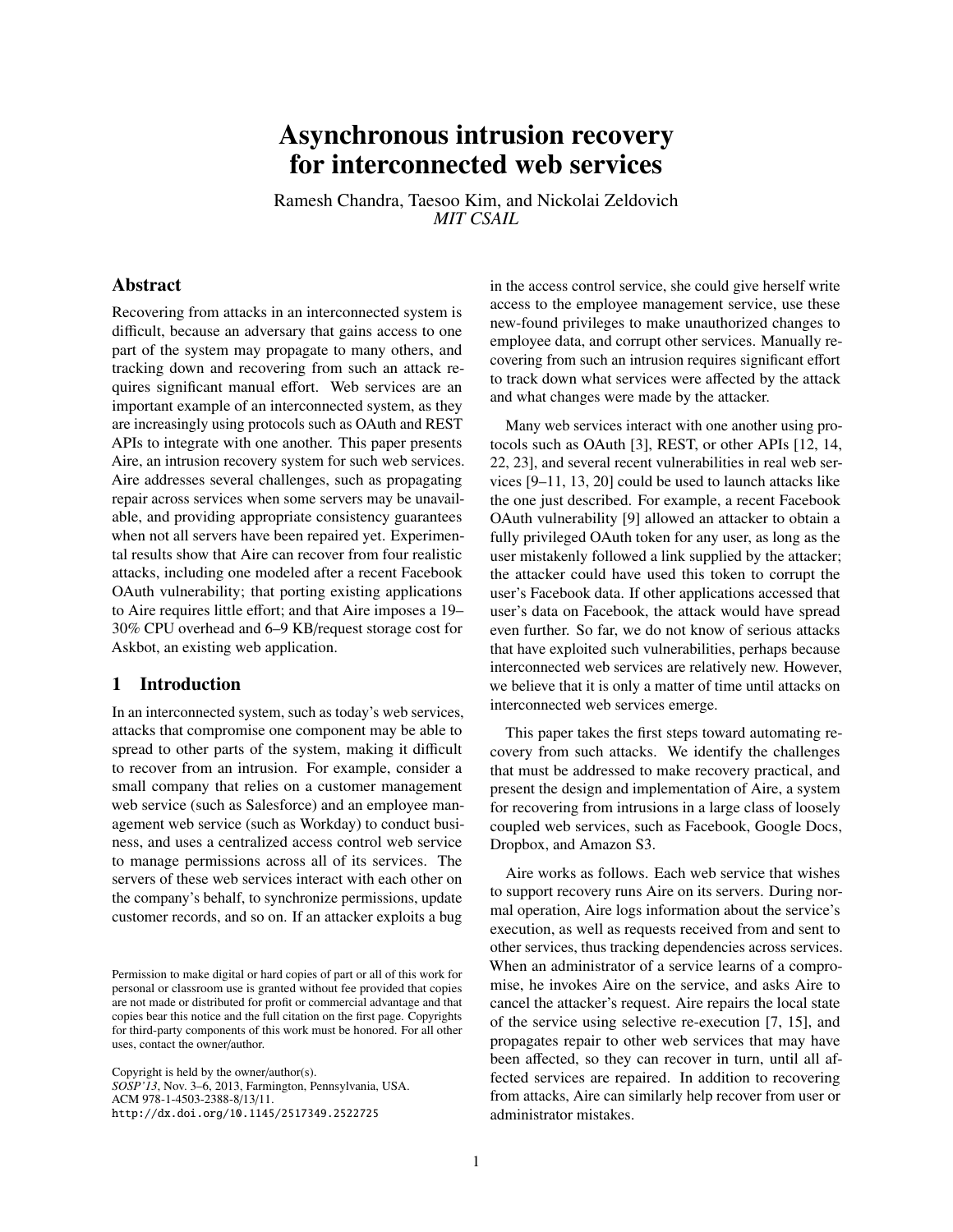# Asynchronous intrusion recovery for interconnected web services

Ramesh Chandra, Taesoo Kim, and Nickolai Zeldovich
*MIT CSAIL*

## Abstract

Recovering from attacks in an interconnected system is difficult, because an adversary that gains access to one part of the system may propagate to many others, and tracking down and recovering from such an attack requires significant manual effort. Web services are an important example of an interconnected system, as they are increasingly using protocols such as OAuth and REST APIs to integrate with one another. This paper presents Aire, an intrusion recovery system for such web services. Aire addresses several challenges, such as propagating repair across services when some servers may be unavailable, and providing appropriate consistency guarantees when not all servers have been repaired yet. Experimental results show that Aire can recover from four realistic attacks, including one modeled after a recent Facebook OAuth vulnerability; that porting existing applications to Aire requires little effort; and that Aire imposes a 19–30% CPU overhead and 6–9 KB/request storage cost for Askbot, an existing web application.

## 1 Introduction

In an interconnected system, such as today's web services, attacks that compromise one component may be able to spread to other parts of the system, making it difficult to recover from an intrusion. For example, consider a small company that relies on a customer management web service (such as Salesforce) and an employee management web service (such as Workday) to conduct business, and uses a centralized access control web service to manage permissions across all of its services. The servers of these web services interact with each other on the company's behalf, to synchronize permissions, update customer records, and so on. If an attacker exploits a bug in the access control service, she could give herself write access to the employee management service, use these new-found privileges to make unauthorized changes to employee data, and corrupt other services. Manually recovering from such an intrusion requires significant effort to track down what services were affected by the attack and what changes were made by the attacker.

Many web services interact with one another using protocols such as OAuth [3], REST, or other APIs [12, 14, 22, 23], and several recent vulnerabilities in real web services [9–11, 13, 20] could be used to launch attacks like the one just described. For example, a recent Facebook OAuth vulnerability [9] allowed an attacker to obtain a fully privileged OAuth token for any user, as long as the user mistakenly followed a link supplied by the attacker; the attacker could have used this token to corrupt the user's Facebook data. If other applications accessed that user's data on Facebook, the attack would have spread even further. So far, we do not know of serious attacks that have exploited such vulnerabilities, perhaps because interconnected web services are relatively new. However, we believe that it is only a matter of time until attacks on interconnected web services emerge.

This paper takes the first steps toward automating recovery from such attacks. We identify the challenges that must be addressed to make recovery practical, and present the design and implementation of Aire, a system for recovering from intrusions in a large class of loosely coupled web services, such as Facebook, Google Docs, Dropbox, and Amazon S3.

Aire works as follows. Each web service that wishes to support recovery runs Aire on its servers. During normal operation, Aire logs information about the service's execution, as well as requests received from and sent to other services, thus tracking dependencies across services. When an administrator of a service learns of a compromise, he invokes Aire on the service, and asks Aire to cancel the attacker's request. Aire repairs the local state of the service using selective re-execution [7, 15], and propagates repair to other web services that may have been affected, so they can recover in turn, until all affected services are repaired. In addition to recovering from attacks, Aire can similarly help recover from user or administrator mistakes.

Permission to make digital or hard copies of part or all of this work for personal or classroom use is granted without fee provided that copies are not made or distributed for profit or commercial advantage and that copies bear this notice and the full citation on the first page. Copyrights for third-party components of this work must be honored. For all other uses, contact the owner/author.

Copyright is held by the owner/author(s).
*SOSP'13*, Nov. 3–6, 2013, Farmington, Pennsylvania, USA.
ACM 978-1-4503-2388-8/13/11.
http://dx.doi.org/10.1145/2517349.2522725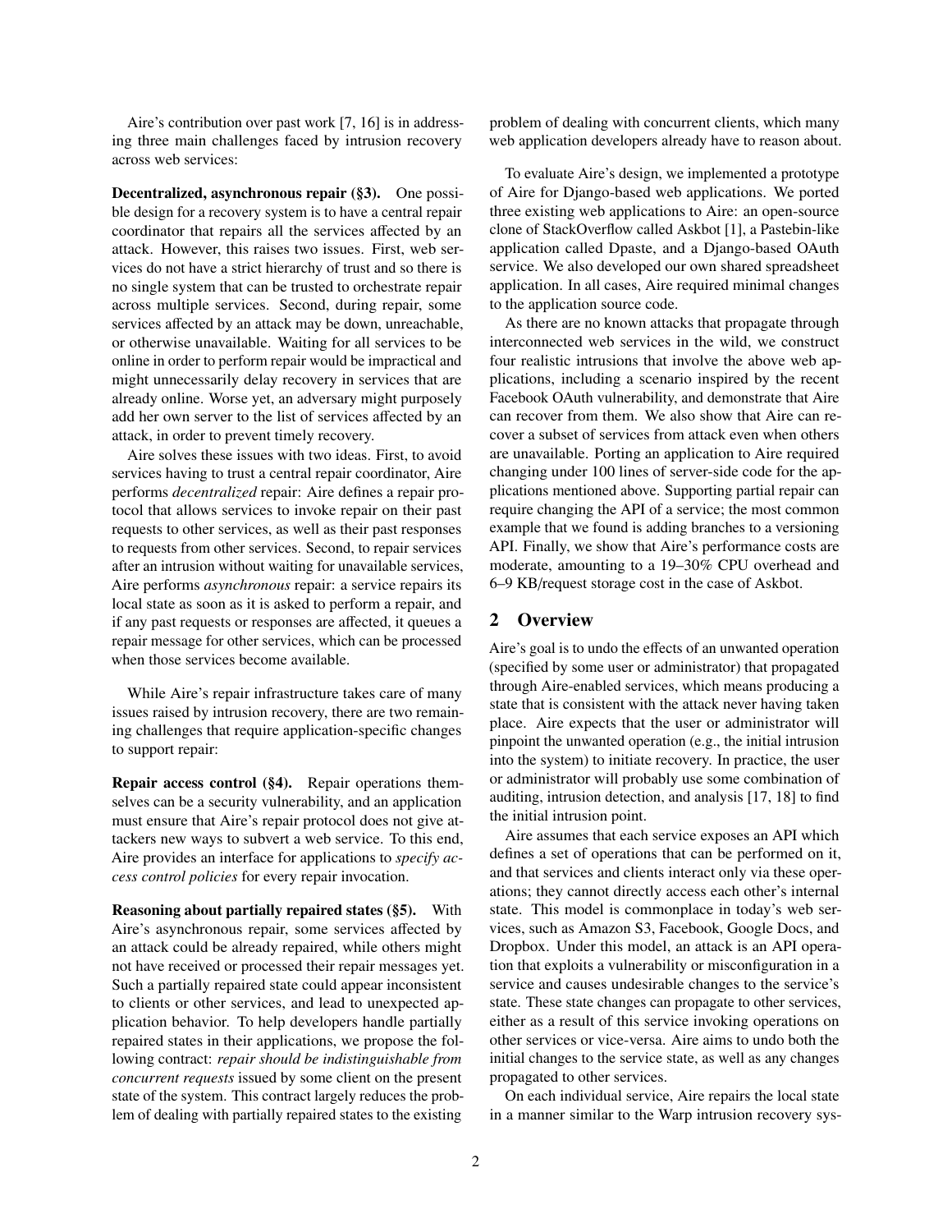Aire's contribution over past work [7, 16] is in addressing three main challenges faced by intrusion recovery across web services:

**Decentralized, asynchronous repair (§3).** One possible design for a recovery system is to have a central repair coordinator that repairs all the services affected by an attack. However, this raises two issues. First, web services do not have a strict hierarchy of trust and so there is no single system that can be trusted to orchestrate repair across multiple services. Second, during repair, some services affected by an attack may be down, unreachable, or otherwise unavailable. Waiting for all services to be online in order to perform repair would be impractical and might unnecessarily delay recovery in services that are already online. Worse yet, an adversary might purposely add her own server to the list of services affected by an attack, in order to prevent timely recovery.

Aire solves these issues with two ideas. First, to avoid services having to trust a central repair coordinator, Aire performs *decentralized* repair: Aire defines a repair protocol that allows services to invoke repair on their past requests to other services, as well as their past responses to requests from other services. Second, to repair services after an intrusion without waiting for unavailable services, Aire performs *asynchronous* repair: a service repairs its local state as soon as it is asked to perform a repair, and if any past requests or responses are affected, it queues a repair message for other services, which can be processed when those services become available.

While Aire's repair infrastructure takes care of many issues raised by intrusion recovery, there are two remaining challenges that require application-specific changes to support repair:

**Repair access control (§4).** Repair operations themselves can be a security vulnerability, and an application must ensure that Aire's repair protocol does not give attackers new ways to subvert a web service. To this end, Aire provides an interface for applications to *specify access control policies* for every repair invocation.

**Reasoning about partially repaired states (§5).** With Aire's asynchronous repair, some services affected by an attack could be already repaired, while others might not have received or processed their repair messages yet. Such a partially repaired state could appear inconsistent to clients or other services, and lead to unexpected application behavior. To help developers handle partially repaired states in their applications, we propose the following contract: *repair should be indistinguishable from concurrent requests* issued by some client on the present state of the system. This contract largely reduces the problem of dealing with partially repaired states to the existing problem of dealing with concurrent clients, which many web application developers already have to reason about.

To evaluate Aire's design, we implemented a prototype of Aire for Django-based web applications. We ported three existing web applications to Aire: an open-source clone of StackOverflow called Askbot [1], a Pastebin-like application called Dpaste, and a Django-based OAuth service. We also developed our own shared spreadsheet application. In all cases, Aire required minimal changes to the application source code.

As there are no known attacks that propagate through interconnected web services in the wild, we construct four realistic intrusions that involve the above web applications, including a scenario inspired by the recent Facebook OAuth vulnerability, and demonstrate that Aire can recover from them. We also show that Aire can recover a subset of services from attack even when others are unavailable. Porting an application to Aire required changing under 100 lines of server-side code for the applications mentioned above. Supporting partial repair can require changing the API of a service; the most common example that we found is adding branches to a versioning API. Finally, we show that Aire's performance costs are moderate, amounting to a 19–30% CPU overhead and 6–9 KB/request storage cost in the case of Askbot.

## 2 Overview

Aire's goal is to undo the effects of an unwanted operation (specified by some user or administrator) that propagated through Aire-enabled services, which means producing a state that is consistent with the attack never having taken place. Aire expects that the user or administrator will pinpoint the unwanted operation (e.g., the initial intrusion into the system) to initiate recovery. In practice, the user or administrator will probably use some combination of auditing, intrusion detection, and analysis [17, 18] to find the initial intrusion point.

Aire assumes that each service exposes an API which defines a set of operations that can be performed on it, and that services and clients interact only via these operations; they cannot directly access each other's internal state. This model is commonplace in today's web services, such as Amazon S3, Facebook, Google Docs, and Dropbox. Under this model, an attack is an API operation that exploits a vulnerability or misconfiguration in a service and causes undesirable changes to the service's state. These state changes can propagate to other services, either as a result of this service invoking operations on other services or vice-versa. Aire aims to undo both the initial changes to the service state, as well as any changes propagated to other services.

On each individual service, Aire repairs the local state in a manner similar to the Warp intrusion recovery sys-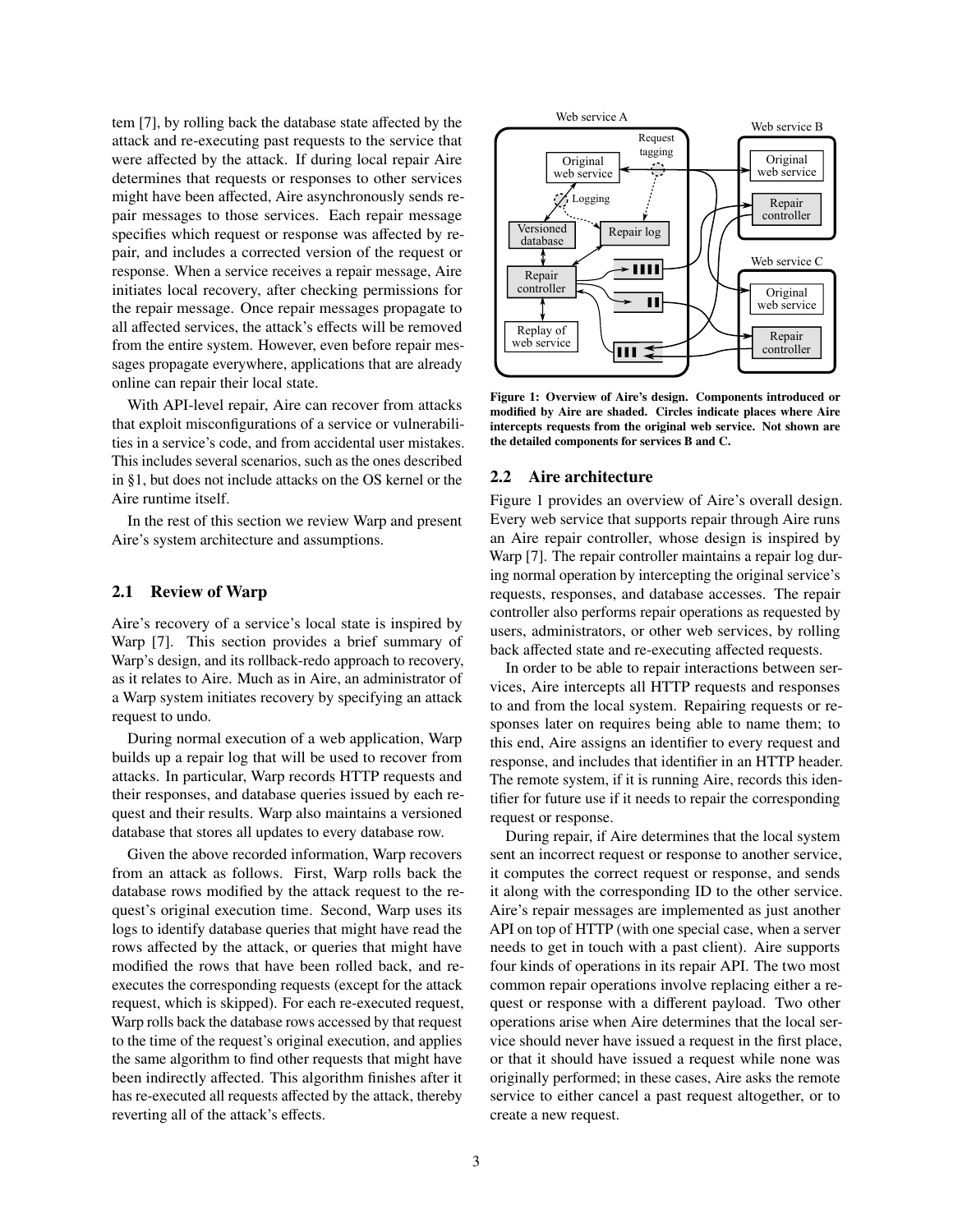tem [7], by rolling back the database state affected by the attack and re-executing past requests to the service that were affected by the attack. If during local repair Aire determines that requests or responses to other services might have been affected, Aire asynchronously sends repair messages to those services. Each repair message specifies which request or response was affected by repair, and includes a corrected version of the request or response. When a service receives a repair message, Aire initiates local recovery, after checking permissions for the repair message. Once repair messages propagate to all affected services, the attack's effects will be removed from the entire system. However, even before repair messages propagate everywhere, applications that are already online can repair their local state.

With API-level repair, Aire can recover from attacks that exploit misconfigurations of a service or vulnerabilities in a service's code, and from accidental user mistakes. This includes several scenarios, such as the ones described in §1, but does not include attacks on the OS kernel or the Aire runtime itself.

In the rest of this section we review Warp and present Aire's system architecture and assumptions.

## 2.1 Review of Warp

Aire's recovery of a service's local state is inspired by Warp [7]. This section provides a brief summary of Warp's design, and its rollback-redo approach to recovery, as it relates to Aire. Much as in Aire, an administrator of a Warp system initiates recovery by specifying an attack request to undo.

During normal execution of a web application, Warp builds up a repair log that will be used to recover from attacks. In particular, Warp records HTTP requests and their responses, and database queries issued by each request and their results. Warp also maintains a versioned database that stores all updates to every database row.

Given the above recorded information, Warp recovers from an attack as follows. First, Warp rolls back the database rows modified by the attack request to the request's original execution time. Second, Warp uses its logs to identify database queries that might have read the rows affected by the attack, or queries that might have modified the rows that have been rolled back, and re-executes the corresponding requests (except for the attack request, which is skipped). For each re-executed request, Warp rolls back the database rows accessed by that request to the time of the request's original execution, and applies the same algorithm to find other requests that might have been indirectly affected. This algorithm finishes after it has re-executed all requests affected by the attack, thereby reverting all of the attack's effects.

Web service A
Request tagging
Original web service
Logging
Versioned database
Repair log
Repair controller
Replay of web service
Web service B
Original web service
Repair controller
Web service C
Original web service
Repair controller

**Figure 1: Overview of Aire's design. Components introduced or modified by Aire are shaded. Circles indicate places where Aire intercepts requests from the original web service. Not shown are the detailed components for services B and C.**

## 2.2 Aire architecture

Figure 1 provides an overview of Aire's overall design. Every web service that supports repair through Aire runs an Aire repair controller, whose design is inspired by Warp [7]. The repair controller maintains a repair log during normal operation by intercepting the original service's requests, responses, and database accesses. The repair controller also performs repair operations as requested by users, administrators, or other web services, by rolling back affected state and re-executing affected requests.

In order to be able to repair interactions between services, Aire intercepts all HTTP requests and responses to and from the local system. Repairing requests or responses later on requires being able to name them; to this end, Aire assigns an identifier to every request and response, and includes that identifier in an HTTP header. The remote system, if it is running Aire, records this identifier for future use if it needs to repair the corresponding request or response.

During repair, if Aire determines that the local system sent an incorrect request or response to another service, it computes the correct request or response, and sends it along with the corresponding ID to the other service. Aire's repair messages are implemented as just another API on top of HTTP (with one special case, when a server needs to get in touch with a past client). Aire supports four kinds of operations in its repair API. The two most common repair operations involve replacing either a request or response with a different payload. Two other operations arise when Aire determines that the local service should never have issued a request in the first place, or that it should have issued a request while none was originally performed; in these cases, Aire asks the remote service to either cancel a past request altogether, or to create a new request.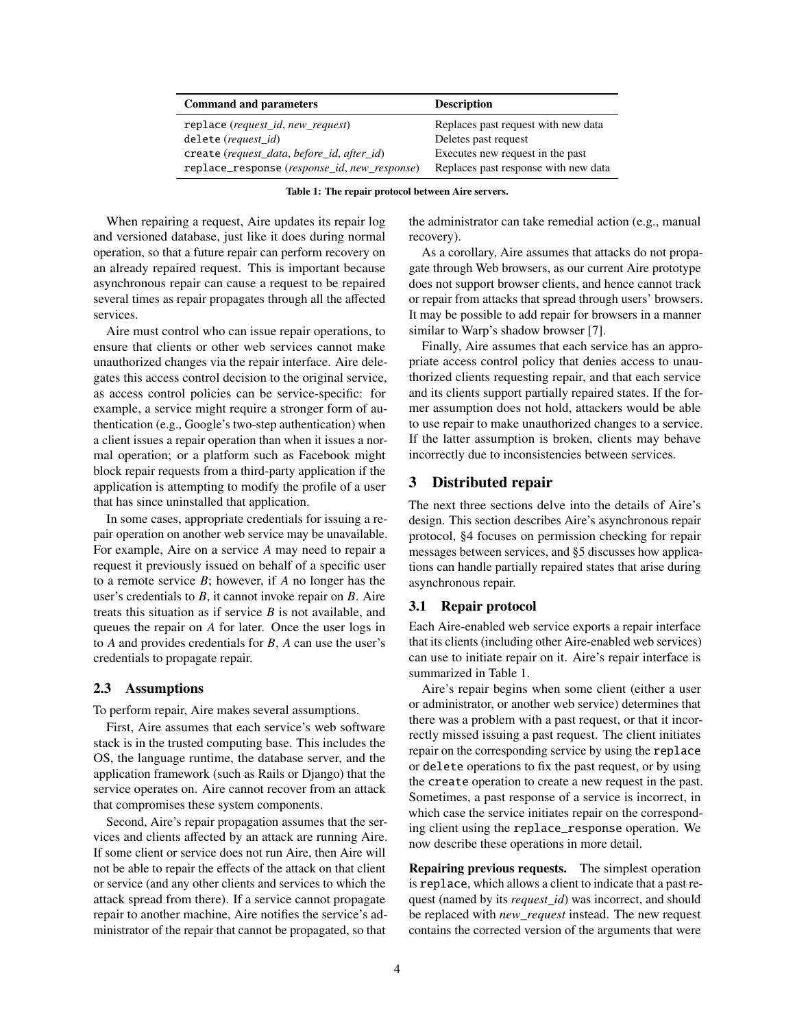| Command and parameters | Description |
|---|---|
| `replace` (*request_id*, *new_request*) | Replaces past request with new data |
| `delete` (*request_id*) | Deletes past request |
| `create` (*request_data*, *before_id*, *after_id*) | Executes new request in the past |
| `replace_response` (*response_id*, *new_response*) | Replaces past response with new data |

**Table 1: The repair protocol between Aire servers.**

When repairing a request, Aire updates its repair log and versioned database, just like it does during normal operation, so that a future repair can perform recovery on an already repaired request. This is important because asynchronous repair can cause a request to be repaired several times as repair propagates through all the affected services.

Aire must control who can issue repair operations, to ensure that clients or other web services cannot make unauthorized changes via the repair interface. Aire delegates this access control decision to the original service, as access control policies can be service-specific: for example, a service might require a stronger form of authentication (e.g., Google's two-step authentication) when a client issues a repair operation than when it issues a normal operation; or a platform such as Facebook might block repair requests from a third-party application if the application is attempting to modify the profile of a user that has since uninstalled that application.

In some cases, appropriate credentials for issuing a repair operation on another web service may be unavailable. For example, Aire on a service *A* may need to repair a request it previously issued on behalf of a specific user to a remote service *B*; however, if *A* no longer has the user's credentials to *B*, it cannot invoke repair on *B*. Aire treats this situation as if service *B* is not available, and queues the repair on *A* for later. Once the user logs in to *A* and provides credentials for *B*, *A* can use the user's credentials to propagate repair.

### 2.3 Assumptions

To perform repair, Aire makes several assumptions.

First, Aire assumes that each service's web software stack is in the trusted computing base. This includes the OS, the language runtime, the database server, and the application framework (such as Rails or Django) that the service operates on. Aire cannot recover from an attack that compromises these system components.

Second, Aire's repair propagation assumes that the services and clients affected by an attack are running Aire. If some client or service does not run Aire, then Aire will not be able to repair the effects of the attack on that client or service (and any other clients and services to which the attack spread from there). If a service cannot propagate repair to another machine, Aire notifies the service's administrator of the repair that cannot be propagated, so that the administrator can take remedial action (e.g., manual recovery).

As a corollary, Aire assumes that attacks do not propagate through Web browsers, as our current Aire prototype does not support browser clients, and hence cannot track or repair from attacks that spread through users' browsers. It may be possible to add repair for browsers in a manner similar to Warp's shadow browser [7].

Finally, Aire assumes that each service has an appropriate access control policy that denies access to unauthorized clients requesting repair, and that each service and its clients support partially repaired states. If the former assumption does not hold, attackers would be able to use repair to make unauthorized changes to a service. If the latter assumption is broken, clients may behave incorrectly due to inconsistencies between services.

## 3 Distributed repair

The next three sections delve into the details of Aire's design. This section describes Aire's asynchronous repair protocol, §4 focuses on permission checking for repair messages between services, and §5 discusses how applications can handle partially repaired states that arise during asynchronous repair.

### 3.1 Repair protocol

Each Aire-enabled web service exports a repair interface that its clients (including other Aire-enabled web services) can use to initiate repair on it. Aire's repair interface is summarized in Table 1.

Aire's repair begins when some client (either a user or administrator, or another web service) determines that there was a problem with a past request, or that it incorrectly missed issuing a past request. The client initiates repair on the corresponding service by using the `replace` or `delete` operations to fix the past request, or by using the `create` operation to create a new request in the past. Sometimes, a past response of a service is incorrect, in which case the service initiates repair on the corresponding client using the `replace_response` operation. We now describe these operations in more detail.

**Repairing previous requests.** The simplest operation is `replace`, which allows a client to indicate that a past request (named by its *request_id*) was incorrect, and should be replaced with *new_request* instead. The new request contains the corrected version of the arguments that were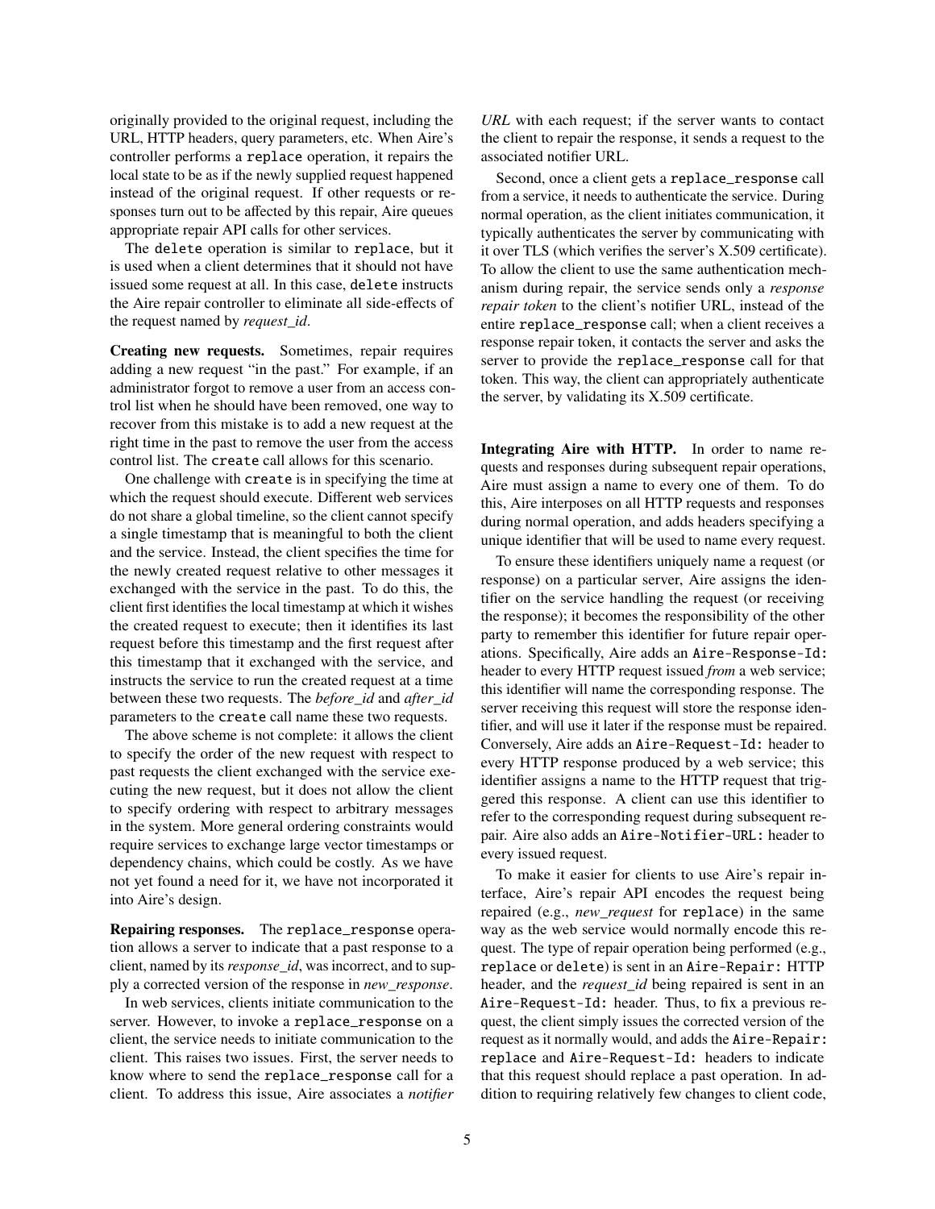originally provided to the original request, including the URL, HTTP headers, query parameters, etc. When Aire's controller performs a `replace` operation, it repairs the local state to be as if the newly supplied request happened instead of the original request. If other requests or responses turn out to be affected by this repair, Aire queues appropriate repair API calls for other services.

The `delete` operation is similar to `replace`, but it is used when a client determines that it should not have issued some request at all. In this case, `delete` instructs the Aire repair controller to eliminate all side-effects of the request named by *request_id*.

**Creating new requests.** Sometimes, repair requires adding a new request "in the past." For example, if an administrator forgot to remove a user from an access control list when he should have been removed, one way to recover from this mistake is to add a new request at the right time in the past to remove the user from the access control list. The `create` call allows for this scenario.

One challenge with `create` is in specifying the time at which the request should execute. Different web services do not share a global timeline, so the client cannot specify a single timestamp that is meaningful to both the client and the service. Instead, the client specifies the time for the newly created request relative to other messages it exchanged with the service in the past. To do this, the client first identifies the local timestamp at which it wishes the created request to execute; then it identifies its last request before this timestamp and the first request after this timestamp that it exchanged with the service, and instructs the service to run the created request at a time between these two requests. The *before_id* and *after_id* parameters to the `create` call name these two requests.

The above scheme is not complete: it allows the client to specify the order of the new request with respect to past requests the client exchanged with the service executing the new request, but it does not allow the client to specify ordering with respect to arbitrary messages in the system. More general ordering constraints would require services to exchange large vector timestamps or dependency chains, which could be costly. As we have not yet found a need for it, we have not incorporated it into Aire's design.

**Repairing responses.** The `replace_response` operation allows a server to indicate that a past response to a client, named by its *response_id*, was incorrect, and to supply a corrected version of the response in *new_response*.

In web services, clients initiate communication to the server. However, to invoke a `replace_response` on a client, the service needs to initiate communication to the client. This raises two issues. First, the server needs to know where to send the `replace_response` call for a client. To address this issue, Aire associates a *notifier URL* with each request; if the server wants to contact the client to repair the response, it sends a request to the associated notifier URL.

Second, once a client gets a `replace_response` call from a service, it needs to authenticate the service. During normal operation, as the client initiates communication, it typically authenticates the server by communicating with it over TLS (which verifies the server's X.509 certificate). To allow the client to use the same authentication mechanism during repair, the service sends only a *response repair token* to the client's notifier URL, instead of the entire `replace_response` call; when a client receives a response repair token, it contacts the server and asks the server to provide the `replace_response` call for that token. This way, the client can appropriately authenticate the server, by validating its X.509 certificate.

**Integrating Aire with HTTP.** In order to name requests and responses during subsequent repair operations, Aire must assign a name to every one of them. To do this, Aire interposes on all HTTP requests and responses during normal operation, and adds headers specifying a unique identifier that will be used to name every request.

To ensure these identifiers uniquely name a request (or response) on a particular server, Aire assigns the identifier on the service handling the request (or receiving the response); it becomes the responsibility of the other party to remember this identifier for future repair operations. Specifically, Aire adds an `Aire-Response-Id:` header to every HTTP request issued *from* a web service; this identifier will name the corresponding response. The server receiving this request will store the response identifier, and will use it later if the response must be repaired. Conversely, Aire adds an `Aire-Request-Id:` header to every HTTP response produced by a web service; this identifier assigns a name to the HTTP request that triggered this response. A client can use this identifier to refer to the corresponding request during subsequent repair. Aire also adds an `Aire-Notifier-URL:` header to every issued request.

To make it easier for clients to use Aire's repair interface, Aire's repair API encodes the request being repaired (e.g., *new_request* for `replace`) in the same way as the web service would normally encode this request. The type of repair operation being performed (e.g., `replace` or `delete`) is sent in an `Aire-Repair:` HTTP header, and the *request_id* being repaired is sent in an `Aire-Request-Id:` header. Thus, to fix a previous request, the client simply issues the corrected version of the request as it normally would, and adds the `Aire-Repair: replace` and `Aire-Request-Id:` headers to indicate that this request should replace a past operation. In addition to requiring relatively few changes to client code,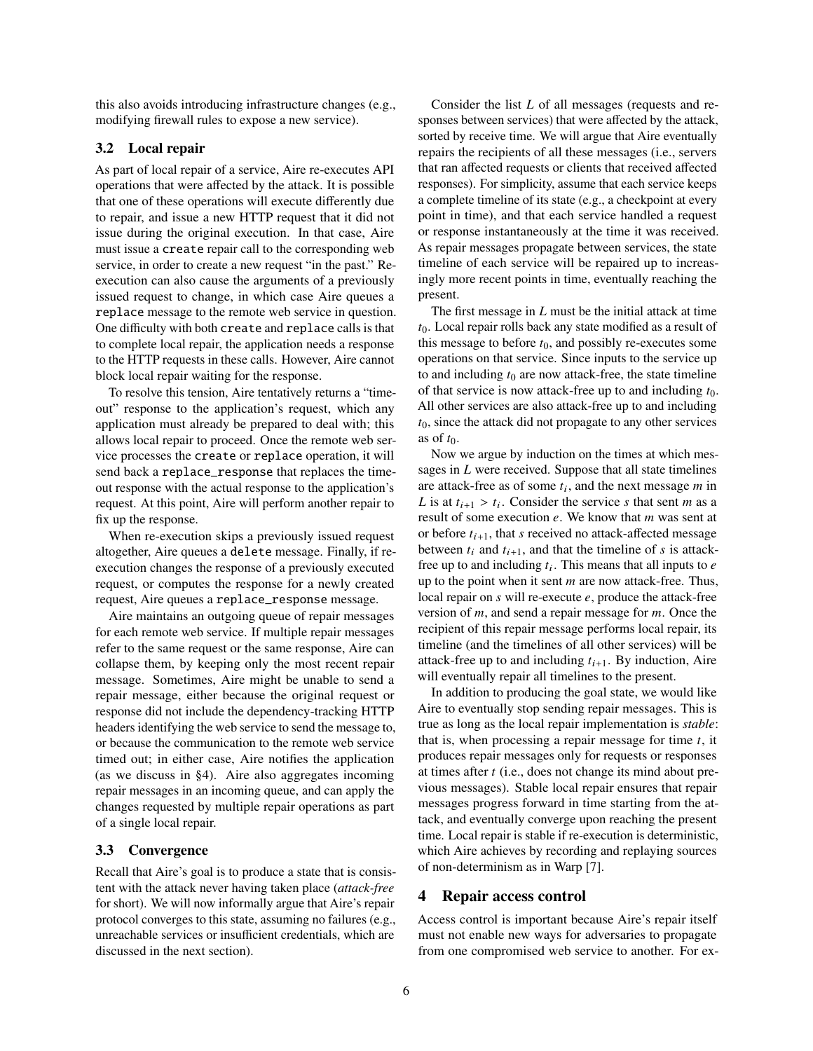this also avoids introducing infrastructure changes (e.g., modifying firewall rules to expose a new service).

### 3.2 Local repair

As part of local repair of a service, Aire re-executes API operations that were affected by the attack. It is possible that one of these operations will execute differently due to repair, and issue a new HTTP request that it did not issue during the original execution. In that case, Aire must issue a `create` repair call to the corresponding web service, in order to create a new request "in the past." Re-execution can also cause the arguments of a previously issued request to change, in which case Aire queues a `replace` message to the remote web service in question. One difficulty with both `create` and `replace` calls is that to complete local repair, the application needs a response to the HTTP requests in these calls. However, Aire cannot block local repair waiting for the response.

To resolve this tension, Aire tentatively returns a "timeout" response to the application's request, which any application must already be prepared to deal with; this allows local repair to proceed. Once the remote web service processes the `create` or `replace` operation, it will send back a `replace_response` that replaces the timeout response with the actual response to the application's request. At this point, Aire will perform another repair to fix up the response.

When re-execution skips a previously issued request altogether, Aire queues a `delete` message. Finally, if re-execution changes the response of a previously executed request, or computes the response for a newly created request, Aire queues a `replace_response` message.

Aire maintains an outgoing queue of repair messages for each remote web service. If multiple repair messages refer to the same request or the same response, Aire can collapse them, by keeping only the most recent repair message. Sometimes, Aire might be unable to send a repair message, either because the original request or response did not include the dependency-tracking HTTP headers identifying the web service to send the message to, or because the communication to the remote web service timed out; in either case, Aire notifies the application (as we discuss in §4). Aire also aggregates incoming repair messages in an incoming queue, and can apply the changes requested by multiple repair operations as part of a single local repair.

### 3.3 Convergence

Recall that Aire's goal is to produce a state that is consistent with the attack never having taken place (*attack-free* for short). We will now informally argue that Aire's repair protocol converges to this state, assuming no failures (e.g., unreachable services or insufficient credentials, which are discussed in the next section).

Consider the list $L$ of all messages (requests and responses between services) that were affected by the attack, sorted by receive time. We will argue that Aire eventually repairs the recipients of all these messages (i.e., servers that ran affected requests or clients that received affected responses). For simplicity, assume that each service keeps a complete timeline of its state (e.g., a checkpoint at every point in time), and that each service handled a request or response instantaneously at the time it was received. As repair messages propagate between services, the state timeline of each service will be repaired up to increasingly more recent points in time, eventually reaching the present.

The first message in $L$ must be the initial attack at time $t_0$. Local repair rolls back any state modified as a result of this message to before $t_0$, and possibly re-executes some operations on that service. Since inputs to the service up to and including $t_0$ are now attack-free, the state timeline of that service is now attack-free up to and including $t_0$. All other services are also attack-free up to and including $t_0$, since the attack did not propagate to any other services as of $t_0$.

Now we argue by induction on the times at which messages in $L$ were received. Suppose that all state timelines are attack-free as of some $t_i$, and the next message $m$ in $L$ is at $t_{i+1} > t_i$. Consider the service $s$ that sent $m$ as a result of some execution $e$. We know that $m$ was sent at or before $t_{i+1}$, that $s$ received no attack-affected message between $t_i$ and $t_{i+1}$, and that the timeline of $s$ is attack-free up to and including $t_i$. This means that all inputs to $e$ up to the point when it sent $m$ are now attack-free. Thus, local repair on $s$ will re-execute $e$, produce the attack-free version of $m$, and send a repair message for $m$. Once the recipient of this repair message performs local repair, its timeline (and the timelines of all other services) will be attack-free up to and including $t_{i+1}$. By induction, Aire will eventually repair all timelines to the present.

In addition to producing the goal state, we would like Aire to eventually stop sending repair messages. This is true as long as the local repair implementation is *stable*: that is, when processing a repair message for time $t$, it produces repair messages only for requests or responses at times after $t$ (i.e., does not change its mind about previous messages). Stable local repair ensures that repair messages progress forward in time starting from the attack, and eventually converge upon reaching the present time. Local repair is stable if re-execution is deterministic, which Aire achieves by recording and replaying sources of non-determinism as in Warp [7].

## 4 Repair access control

Access control is important because Aire's repair itself must not enable new ways for adversaries to propagate from one compromised web service to another. For ex-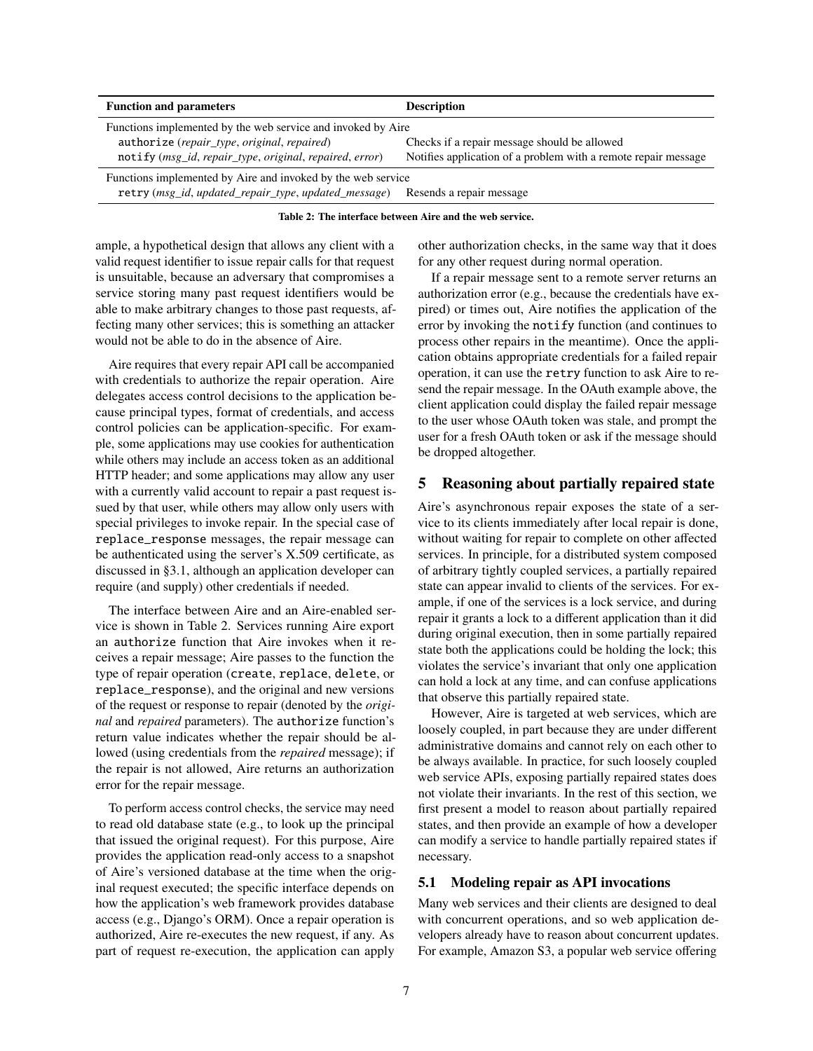| Function and parameters | Description |
|---|---|
| Functions implemented by the web service and invoked by Aire | |
| `authorize` (*repair_type*, *original*, *repaired*) | Checks if a repair message should be allowed |
| `notify` (*msg_id*, *repair_type*, *original*, *repaired*, *error*) | Notifies application of a problem with a remote repair message |
| Functions implemented by Aire and invoked by the web service | |
| `retry` (*msg_id*, *updated_repair_type*, *updated_message*) | Resends a repair message |

**Table 2: The interface between Aire and the web service.**

ample, a hypothetical design that allows any client with a valid request identifier to issue repair calls for that request is unsuitable, because an adversary that compromises a service storing many past request identifiers would be able to make arbitrary changes to those past requests, affecting many other services; this is something an attacker would not be able to do in the absence of Aire.

Aire requires that every repair API call be accompanied with credentials to authorize the repair operation. Aire delegates access control decisions to the application because principal types, format of credentials, and access control policies can be application-specific. For example, some applications may use cookies for authentication while others may include an access token as an additional HTTP header; and some applications may allow any user with a currently valid account to repair a past request issued by that user, while others may allow only users with special privileges to invoke repair. In the special case of `replace_response` messages, the repair message can be authenticated using the server's X.509 certificate, as discussed in §3.1, although an application developer can require (and supply) other credentials if needed.

The interface between Aire and an Aire-enabled service is shown in Table 2. Services running Aire export an `authorize` function that Aire invokes when it receives a repair message; Aire passes to the function the type of repair operation (`create`, `replace`, `delete`, or `replace_response`), and the original and new versions of the request or response to repair (denoted by the *original* and *repaired* parameters). The `authorize` function's return value indicates whether the repair should be allowed (using credentials from the *repaired* message); if the repair is not allowed, Aire returns an authorization error for the repair message.

To perform access control checks, the service may need to read old database state (e.g., to look up the principal that issued the original request). For this purpose, Aire provides the application read-only access to a snapshot of Aire's versioned database at the time when the original request executed; the specific interface depends on how the application's web framework provides database access (e.g., Django's ORM). Once a repair operation is authorized, Aire re-executes the new request, if any. As part of request re-execution, the application can apply other authorization checks, in the same way that it does for any other request during normal operation.

If a repair message sent to a remote server returns an authorization error (e.g., because the credentials have expired) or times out, Aire notifies the application of the error by invoking the `notify` function (and continues to process other repairs in the meantime). Once the application obtains appropriate credentials for a failed repair operation, it can use the `retry` function to ask Aire to resend the repair message. In the OAuth example above, the client application could display the failed repair message to the user whose OAuth token was stale, and prompt the user for a fresh OAuth token or ask if the message should be dropped altogether.

## 5 Reasoning about partially repaired state

Aire's asynchronous repair exposes the state of a service to its clients immediately after local repair is done, without waiting for repair to complete on other affected services. In principle, for a distributed system composed of arbitrary tightly coupled services, a partially repaired state can appear invalid to clients of the services. For example, if one of the services is a lock service, and during repair it grants a lock to a different application than it did during original execution, then in some partially repaired state both the applications could be holding the lock; this violates the service's invariant that only one application can hold a lock at any time, and can confuse applications that observe this partially repaired state.

However, Aire is targeted at web services, which are loosely coupled, in part because they are under different administrative domains and cannot rely on each other to be always available. In practice, for such loosely coupled web service APIs, exposing partially repaired states does not violate their invariants. In the rest of this section, we first present a model to reason about partially repaired states, and then provide an example of how a developer can modify a service to handle partially repaired states if necessary.

### 5.1 Modeling repair as API invocations

Many web services and their clients are designed to deal with concurrent operations, and so web application developers already have to reason about concurrent updates. For example, Amazon S3, a popular web service offering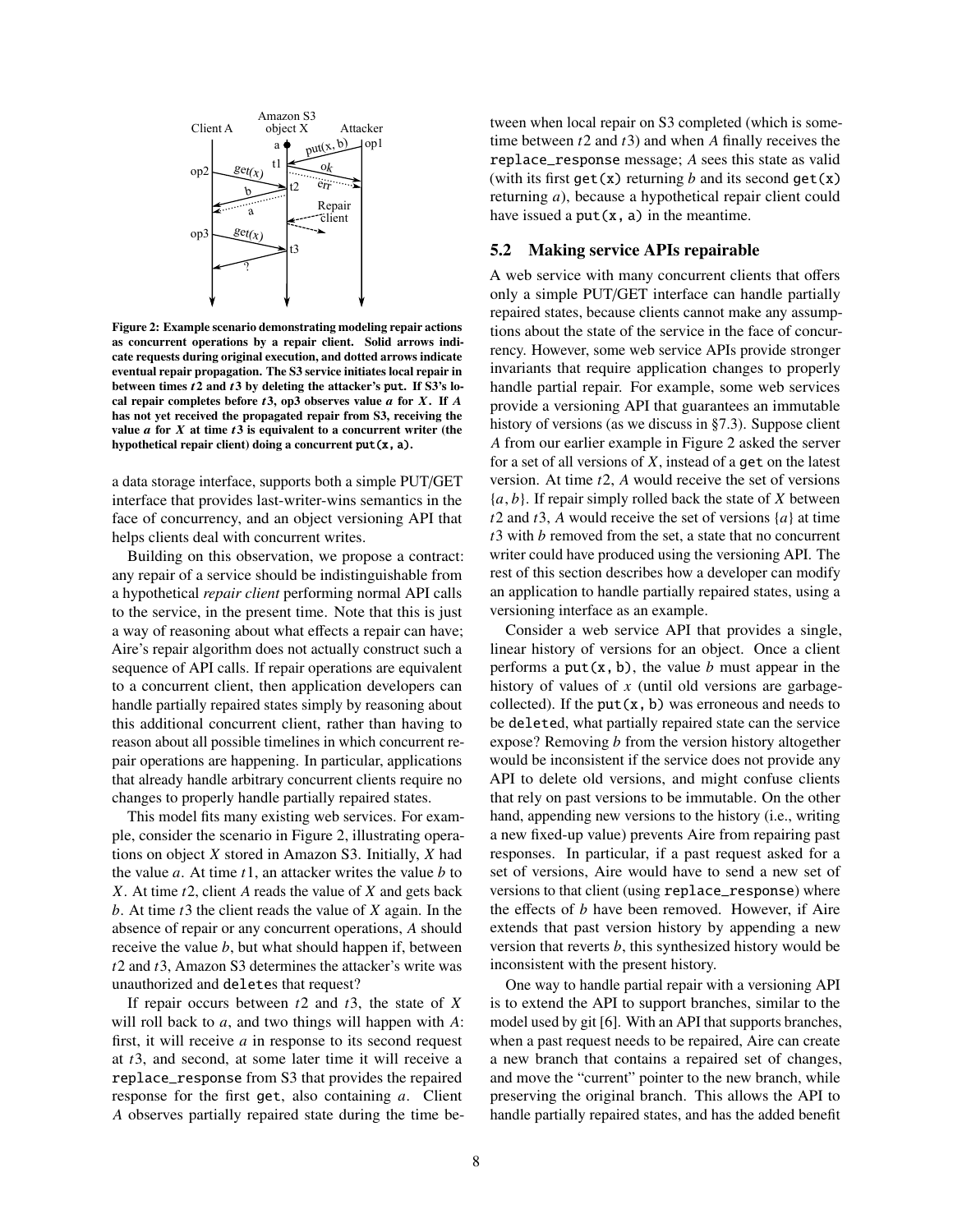**Figure 2: Example scenario demonstrating modeling repair actions as concurrent operations by a repair client. Solid arrows indicate requests during original execution, and dotted arrows indicate eventual repair propagation. The S3 service initiates local repair in between times $t2$ and $t3$ by deleting the attacker's put. If S3's local repair completes before $t3$, op3 observes value $a$ for $X$. If $A$ has not yet received the propagated repair from S3, receiving the value $a$ for $X$ at time $t3$ is equivalent to a concurrent writer (the hypothetical repair client) doing a concurrent `put(x, a)`.**

a data storage interface, supports both a simple PUT/GET interface that provides last-writer-wins semantics in the face of concurrency, and an object versioning API that helps clients deal with concurrent writes.

Building on this observation, we propose a contract: any repair of a service should be indistinguishable from a hypothetical *repair client* performing normal API calls to the service, in the present time. Note that this is just a way of reasoning about what effects a repair can have; Aire's repair algorithm does not actually construct such a sequence of API calls. If repair operations are equivalent to a concurrent client, then application developers can handle partially repaired states simply by reasoning about this additional concurrent client, rather than having to reason about all possible timelines in which concurrent repair operations are happening. In particular, applications that already handle arbitrary concurrent clients require no changes to properly handle partially repaired states.

This model fits many existing web services. For example, consider the scenario in Figure 2, illustrating operations on object $X$ stored in Amazon S3. Initially, $X$ had the value $a$. At time $t1$, an attacker writes the value $b$ to $X$. At time $t2$, client $A$ reads the value of $X$ and gets back $b$. At time $t3$ the client reads the value of $X$ again. In the absence of repair or any concurrent operations, $A$ should receive the value $b$, but what should happen if, between $t2$ and $t3$, Amazon S3 determines the attacker's write was unauthorized and `delete`s that request?

If repair occurs between $t2$ and $t3$, the state of $X$ will roll back to $a$, and two things will happen with $A$: first, it will receive $a$ in response to its second request at $t3$, and second, at some later time it will receive a `replace_response` from S3 that provides the repaired response for the first `get`, also containing $a$. Client $A$ observes partially repaired state during the time between when local repair on S3 completed (which is sometime between $t2$ and $t3$) and when $A$ finally receives the `replace_response` message; $A$ sees this state as valid (with its first `get(x)` returning $b$ and its second `get(x)` returning $a$), because a hypothetical repair client could have issued a `put(x, a)` in the meantime.

## 5.2 Making service APIs repairable

A web service with many concurrent clients that offers only a simple PUT/GET interface can handle partially repaired states, because clients cannot make any assumptions about the state of the service in the face of concurrency. However, some web service APIs provide stronger invariants that require application changes to properly handle partial repair. For example, some web services provide a versioning API that guarantees an immutable history of versions (as we discuss in §7.3). Suppose client $A$ from our earlier example in Figure 2 asked the server for a set of all versions of $X$, instead of a `get` on the latest version. At time $t2$, $A$ would receive the set of versions $\{a, b\}$. If repair simply rolled back the state of $X$ between $t2$ and $t3$, $A$ would receive the set of versions $\{a\}$ at time $t3$ with $b$ removed from the set, a state that no concurrent writer could have produced using the versioning API. The rest of this section describes how a developer can modify an application to handle partially repaired states, using a versioning interface as an example.

Consider a web service API that provides a single, linear history of versions for an object. Once a client performs a `put(x, b)`, the value $b$ must appear in the history of values of $x$ (until old versions are garbage-collected). If the `put(x, b)` was erroneous and needs to be `delete`d, what partially repaired state can the service expose? Removing $b$ from the version history altogether would be inconsistent if the service does not provide any API to delete old versions, and might confuse clients that rely on past versions to be immutable. On the other hand, appending new versions to the history (i.e., writing a new fixed-up value) prevents Aire from repairing past responses. In particular, if a past request asked for a set of versions, Aire would have to send a new set of versions to that client (using `replace_response`) where the effects of $b$ have been removed. However, if Aire extends that past version history by appending a new version that reverts $b$, this synthesized history would be inconsistent with the present history.

One way to handle partial repair with a versioning API is to extend the API to support branches, similar to the model used by git [6]. With an API that supports branches, when a past request needs to be repaired, Aire can create a new branch that contains a repaired set of changes, and move the "current" pointer to the new branch, while preserving the original branch. This allows the API to handle partially repaired states, and has the added benefit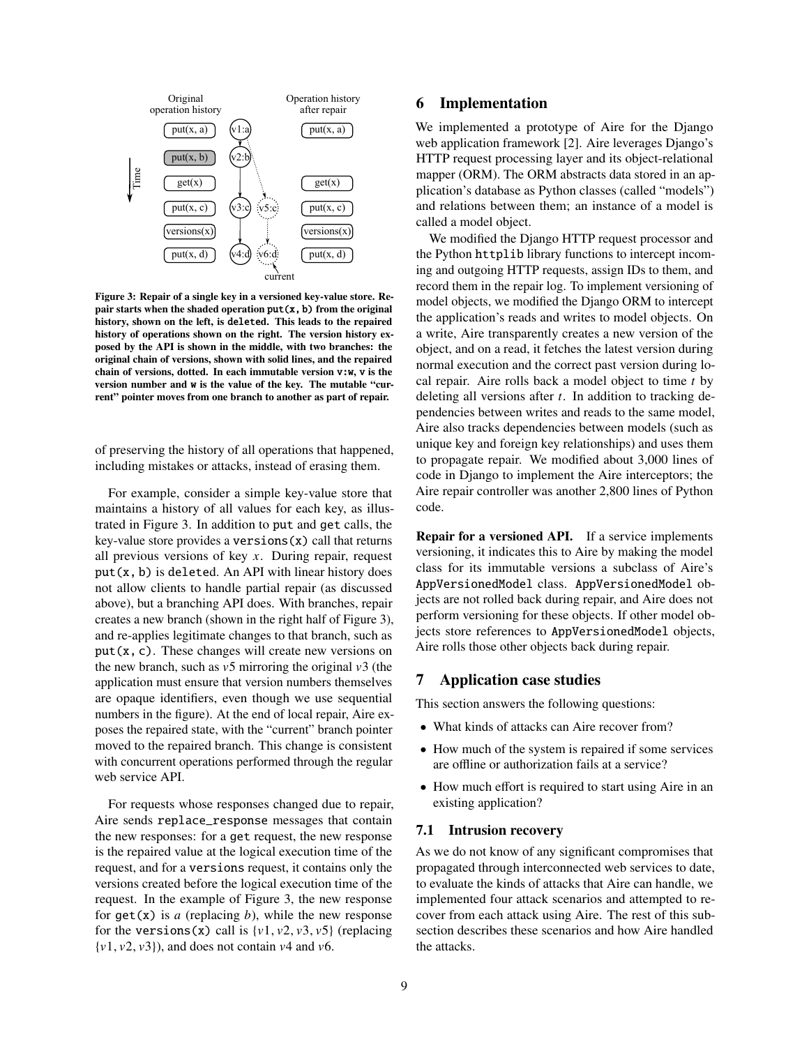Original operation history

Operation history after repair

Time

put(x, a)

put(x, b)

get(x)

put(x, c)

versions(x)

put(x, d)

v1:a

v2:b

v3:c

v5:c

v4:d

v6:d

current

**Figure 3: Repair of a single key in a versioned key-value store. Repair starts when the shaded operation `put(x, b)` from the original history, shown on the left, is `delete`d. This leads to the repaired history of operations shown on the right. The version history exposed by the API is shown in the middle, with two branches: the original chain of versions, shown with solid lines, and the repaired chain of versions, dotted. In each immutable version `v:w`, `v` is the version number and `w` is the value of the key. The mutable "current" pointer moves from one branch to another as part of repair.**

of preserving the history of all operations that happened, including mistakes or attacks, instead of erasing them.

For example, consider a simple key-value store that maintains a history of all values for each key, as illustrated in Figure 3. In addition to `put` and `get` calls, the key-value store provides a `versions(x)` call that returns all previous versions of key $x$. During repair, request `put(x, b)` is `delete`d. An API with linear history does not allow clients to handle partial repair (as discussed above), but a branching API does. With branches, repair creates a new branch (shown in the right half of Figure 3), and re-applies legitimate changes to that branch, such as `put(x, c)`. These changes will create new versions on the new branch, such as $v5$ mirroring the original $v3$ (the application must ensure that version numbers themselves are opaque identifiers, even though we use sequential numbers in the figure). At the end of local repair, Aire exposes the repaired state, with the "current" branch pointer moved to the repaired branch. This change is consistent with concurrent operations performed through the regular web service API.

For requests whose responses changed due to repair, Aire sends `replace_response` messages that contain the new responses: for a `get` request, the new response is the repaired value at the logical execution time of the request, and for a `versions` request, it contains only the versions created before the logical execution time of the request. In the example of Figure 3, the new response for `get(x)` is $a$ (replacing $b$), while the new response for the `versions(x)` call is $\{v1, v2, v3, v5\}$ (replacing $\{v1, v2, v3\}$), and does not contain $v4$ and $v6$.

## 6 Implementation

We implemented a prototype of Aire for the Django web application framework [2]. Aire leverages Django's HTTP request processing layer and its object-relational mapper (ORM). The ORM abstracts data stored in an application's database as Python classes (called "models") and relations between them; an instance of a model is called a model object.

We modified the Django HTTP request processor and the Python `httplib` library functions to intercept incoming and outgoing HTTP requests, assign IDs to them, and record them in the repair log. To implement versioning of model objects, we modified the Django ORM to intercept the application's reads and writes to model objects. On a write, Aire transparently creates a new version of the object, and on a read, it fetches the latest version during normal execution and the correct past version during local repair. Aire rolls back a model object to time $t$ by deleting all versions after $t$. In addition to tracking dependencies between writes and reads to the same model, Aire also tracks dependencies between models (such as unique key and foreign key relationships) and uses them to propagate repair. We modified about 3,000 lines of code in Django to implement the Aire interceptors; the Aire repair controller was another 2,800 lines of Python code.

**Repair for a versioned API.** If a service implements versioning, it indicates this to Aire by making the model class for its immutable versions a subclass of Aire's `AppVersionedModel` class. `AppVersionedModel` objects are not rolled back during repair, and Aire does not perform versioning for these objects. If other model objects store references to `AppVersionedModel` objects, Aire rolls those other objects back during repair.

## 7 Application case studies

This section answers the following questions:

- What kinds of attacks can Aire recover from?
- How much of the system is repaired if some services are offline or authorization fails at a service?
- How much effort is required to start using Aire in an existing application?

### 7.1 Intrusion recovery

As we do not know of any significant compromises that propagated through interconnected web services to date, to evaluate the kinds of attacks that Aire can handle, we implemented four attack scenarios and attempted to recover from each attack using Aire. The rest of this subsection describes these scenarios and how Aire handled the attacks.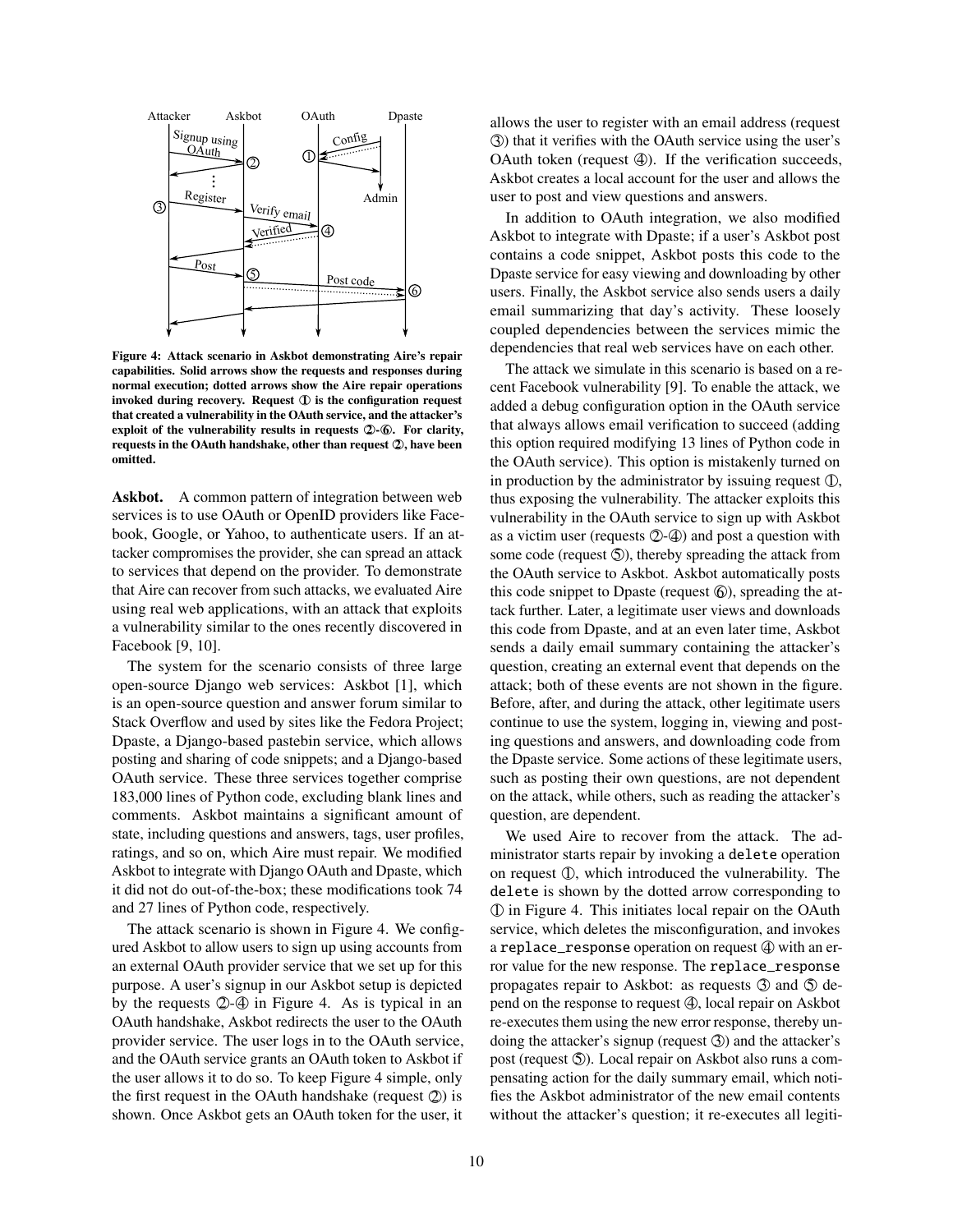Figure 4: Attack scenario in Askbot demonstrating Aire's repair capabilities. Solid arrows show the requests and responses during normal execution; dotted arrows show the Aire repair operations invoked during recovery. Request ① is the configuration request that created a vulnerability in the OAuth service, and the attacker's exploit of the vulnerability results in requests ②-⑥. For clarity, requests in the OAuth handshake, other than request ②, have been omitted.

**Askbot.** A common pattern of integration between web services is to use OAuth or OpenID providers like Facebook, Google, or Yahoo, to authenticate users. If an attacker compromises the provider, she can spread an attack to services that depend on the provider. To demonstrate that Aire can recover from such attacks, we evaluated Aire using real web applications, with an attack that exploits a vulnerability similar to the ones recently discovered in Facebook [9, 10].

The system for the scenario consists of three large open-source Django web services: Askbot [1], which is an open-source question and answer forum similar to Stack Overflow and used by sites like the Fedora Project; Dpaste, a Django-based pastebin service, which allows posting and sharing of code snippets; and a Django-based OAuth service. These three services together comprise 183,000 lines of Python code, excluding blank lines and comments. Askbot maintains a significant amount of state, including questions and answers, tags, user profiles, ratings, and so on, which Aire must repair. We modified Askbot to integrate with Django OAuth and Dpaste, which it did not do out-of-the-box; these modifications took 74 and 27 lines of Python code, respectively.

The attack scenario is shown in Figure 4. We configured Askbot to allow users to sign up using accounts from an external OAuth provider service that we set up for this purpose. A user's signup in our Askbot setup is depicted by the requests ②-④ in Figure 4. As is typical in an OAuth handshake, Askbot redirects the user to the OAuth provider service. The user logs in to the OAuth service, and the OAuth service grants an OAuth token to Askbot if the user allows it to do so. To keep Figure 4 simple, only the first request in the OAuth handshake (request ②) is shown. Once Askbot gets an OAuth token for the user, it allows the user to register with an email address (request ③) that it verifies with the OAuth service using the user's OAuth token (request ④). If the verification succeeds, Askbot creates a local account for the user and allows the user to post and view questions and answers.

In addition to OAuth integration, we also modified Askbot to integrate with Dpaste; if a user's Askbot post contains a code snippet, Askbot posts this code to the Dpaste service for easy viewing and downloading by other users. Finally, the Askbot service also sends users a daily email summarizing that day's activity. These loosely coupled dependencies between the services mimic the dependencies that real web services have on each other.

The attack we simulate in this scenario is based on a recent Facebook vulnerability [9]. To enable the attack, we added a debug configuration option in the OAuth service that always allows email verification to succeed (adding this option required modifying 13 lines of Python code in the OAuth service). This option is mistakenly turned on in production by the administrator by issuing request ①, thus exposing the vulnerability. The attacker exploits this vulnerability in the OAuth service to sign up with Askbot as a victim user (requests ②-④) and post a question with some code (request ⑤), thereby spreading the attack from the OAuth service to Askbot. Askbot automatically posts this code snippet to Dpaste (request ⑥), spreading the attack further. Later, a legitimate user views and downloads this code from Dpaste, and at an even later time, Askbot sends a daily email summary containing the attacker's question, creating an external event that depends on the attack; both of these events are not shown in the figure. Before, after, and during the attack, other legitimate users continue to use the system, logging in, viewing and posting questions and answers, and downloading code from the Dpaste service. Some actions of these legitimate users, such as posting their own questions, are not dependent on the attack, while others, such as reading the attacker's question, are dependent.

We used Aire to recover from the attack. The administrator starts repair by invoking a `delete` operation on request ①, which introduced the vulnerability. The `delete` is shown by the dotted arrow corresponding to ① in Figure 4. This initiates local repair on the OAuth service, which deletes the misconfiguration, and invokes a `replace_response` operation on request ④ with an error value for the new response. The `replace_response` propagates repair to Askbot: as requests ③ and ⑤ depend on the response to request ④, local repair on Askbot re-executes them using the new error response, thereby undoing the attacker's signup (request ③) and the attacker's post (request ⑤). Local repair on Askbot also runs a compensating action for the daily summary email, which notifies the Askbot administrator of the new email contents without the attacker's question; it re-executes all legiti-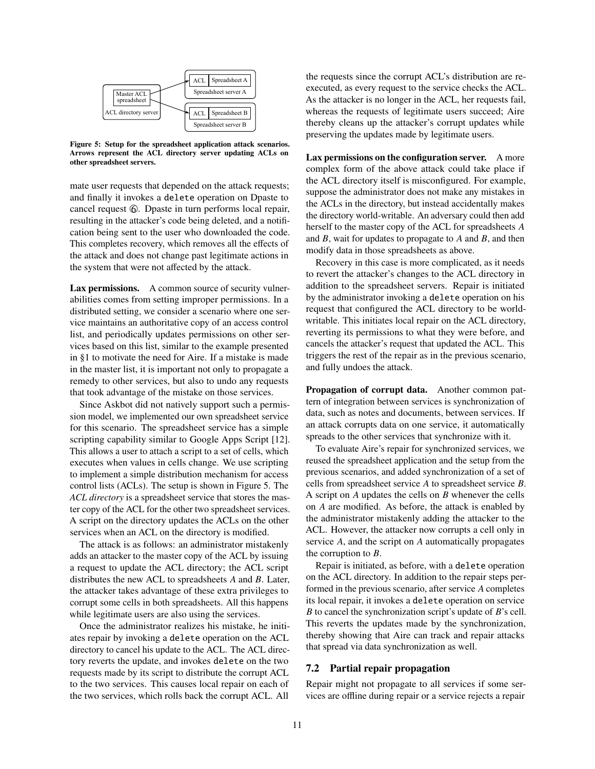Master ACL spreadsheet

ACL directory server

ACL | Spreadsheet A

Spreadsheet server A

ACL | Spreadsheet B

Spreadsheet server B

**Figure 5: Setup for the spreadsheet application attack scenarios. Arrows represent the ACL directory server updating ACLs on other spreadsheet servers.**

mate user requests that depended on the attack requests; and finally it invokes a `delete` operation on Dpaste to cancel request ⑥. Dpaste in turn performs local repair, resulting in the attacker's code being deleted, and a notification being sent to the user who downloaded the code. This completes recovery, which removes all the effects of the attack and does not change past legitimate actions in the system that were not affected by the attack.

**Lax permissions.** A common source of security vulnerabilities comes from setting improper permissions. In a distributed setting, we consider a scenario where one service maintains an authoritative copy of an access control list, and periodically updates permissions on other services based on this list, similar to the example presented in §1 to motivate the need for Aire. If a mistake is made in the master list, it is important not only to propagate a remedy to other services, but also to undo any requests that took advantage of the mistake on those services.

Since Askbot did not natively support such a permission model, we implemented our own spreadsheet service for this scenario. The spreadsheet service has a simple scripting capability similar to Google Apps Script [12]. This allows a user to attach a script to a set of cells, which executes when values in cells change. We use scripting to implement a simple distribution mechanism for access control lists (ACLs). The setup is shown in Figure 5. The *ACL directory* is a spreadsheet service that stores the master copy of the ACL for the other two spreadsheet services. A script on the directory updates the ACLs on the other services when an ACL on the directory is modified.

The attack is as follows: an administrator mistakenly adds an attacker to the master copy of the ACL by issuing a request to update the ACL directory; the ACL script distributes the new ACL to spreadsheets *A* and *B*. Later, the attacker takes advantage of these extra privileges to corrupt some cells in both spreadsheets. All this happens while legitimate users are also using the services.

Once the administrator realizes his mistake, he initiates repair by invoking a `delete` operation on the ACL directory to cancel his update to the ACL. The ACL directory reverts the update, and invokes `delete` on the two requests made by its script to distribute the corrupt ACL to the two services. This causes local repair on each of the two services, which rolls back the corrupt ACL. All the requests since the corrupt ACL's distribution are re-executed, as every request to the service checks the ACL. As the attacker is no longer in the ACL, her requests fail, whereas the requests of legitimate users succeed; Aire thereby cleans up the attacker's corrupt updates while preserving the updates made by legitimate users.

**Lax permissions on the configuration server.** A more complex form of the above attack could take place if the ACL directory itself is misconfigured. For example, suppose the administrator does not make any mistakes in the ACLs in the directory, but instead accidentally makes the directory world-writable. An adversary could then add herself to the master copy of the ACL for spreadsheets *A* and *B*, wait for updates to propagate to *A* and *B*, and then modify data in those spreadsheets as above.

Recovery in this case is more complicated, as it needs to revert the attacker's changes to the ACL directory in addition to the spreadsheet servers. Repair is initiated by the administrator invoking a `delete` operation on his request that configured the ACL directory to be world-writable. This initiates local repair on the ACL directory, reverting its permissions to what they were before, and cancels the attacker's request that updated the ACL. This triggers the rest of the repair as in the previous scenario, and fully undoes the attack.

**Propagation of corrupt data.** Another common pattern of integration between services is synchronization of data, such as notes and documents, between services. If an attack corrupts data on one service, it automatically spreads to the other services that synchronize with it.

To evaluate Aire's repair for synchronized services, we reused the spreadsheet application and the setup from the previous scenarios, and added synchronization of a set of cells from spreadsheet service *A* to spreadsheet service *B*. A script on *A* updates the cells on *B* whenever the cells on *A* are modified. As before, the attack is enabled by the administrator mistakenly adding the attacker to the ACL. However, the attacker now corrupts a cell only in service *A*, and the script on *A* automatically propagates the corruption to *B*.

Repair is initiated, as before, with a `delete` operation on the ACL directory. In addition to the repair steps performed in the previous scenario, after service *A* completes its local repair, it invokes a `delete` operation on service *B* to cancel the synchronization script's update of *B*'s cell. This reverts the updates made by the synchronization, thereby showing that Aire can track and repair attacks that spread via data synchronization as well.

## 7.2 Partial repair propagation

Repair might not propagate to all services if some services are offline during repair or a service rejects a repair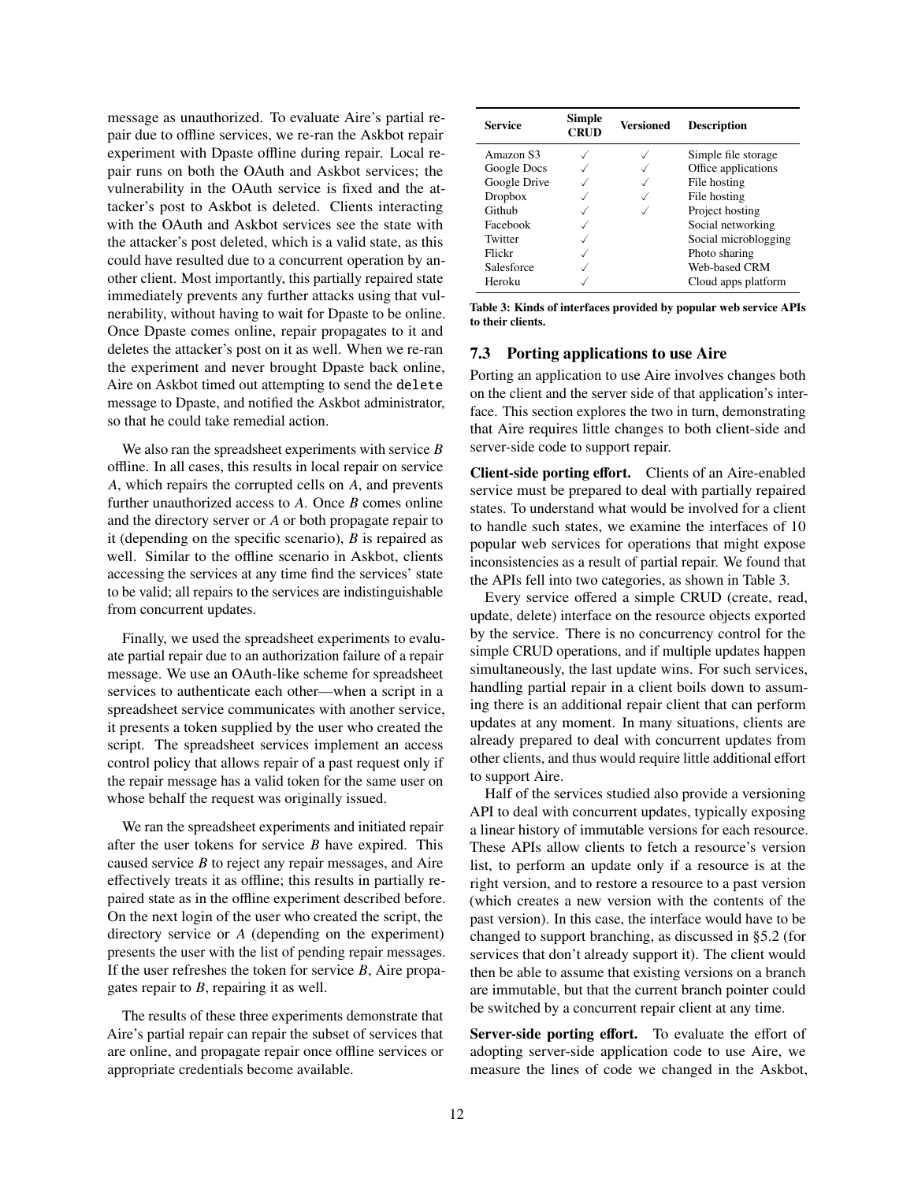message as unauthorized. To evaluate Aire's partial repair due to offline services, we re-ran the Askbot repair experiment with Dpaste offline during repair. Local repair runs on both the OAuth and Askbot services; the vulnerability in the OAuth service is fixed and the attacker's post to Askbot is deleted. Clients interacting with the OAuth and Askbot services see the state with the attacker's post deleted, which is a valid state, as this could have resulted due to a concurrent operation by another client. Most importantly, this partially repaired state immediately prevents any further attacks using that vulnerability, without having to wait for Dpaste to be online. Once Dpaste comes online, repair propagates to it and deletes the attacker's post on it as well. When we re-ran the experiment and never brought Dpaste back online, Aire on Askbot timed out attempting to send the `delete` message to Dpaste, and notified the Askbot administrator, so that he could take remedial action.

We also ran the spreadsheet experiments with service *B* offline. In all cases, this results in local repair on service *A*, which repairs the corrupted cells on *A*, and prevents further unauthorized access to *A*. Once *B* comes online and the directory server or *A* or both propagate repair to it (depending on the specific scenario), *B* is repaired as well. Similar to the offline scenario in Askbot, clients accessing the services at any time find the services' state to be valid; all repairs to the services are indistinguishable from concurrent updates.

Finally, we used the spreadsheet experiments to evaluate partial repair due to an authorization failure of a repair message. We use an OAuth-like scheme for spreadsheet services to authenticate each other—when a script in a spreadsheet service communicates with another service, it presents a token supplied by the user who created the script. The spreadsheet services implement an access control policy that allows repair of a past request only if the repair message has a valid token for the same user on whose behalf the request was originally issued.

We ran the spreadsheet experiments and initiated repair after the user tokens for service *B* have expired. This caused service *B* to reject any repair messages, and Aire effectively treats it as offline; this results in partially repaired state as in the offline experiment described before. On the next login of the user who created the script, the directory service or *A* (depending on the experiment) presents the user with the list of pending repair messages. If the user refreshes the token for service *B*, Aire propagates repair to *B*, repairing it as well.

The results of these three experiments demonstrate that Aire's partial repair can repair the subset of services that are online, and propagate repair once offline services or appropriate credentials become available.

| Service | Simple CRUD | Versioned | Description |
|---|---|---|---|
| Amazon S3 | ✓ | ✓ | Simple file storage |
| Google Docs | ✓ | ✓ | Office applications |
| Google Drive | ✓ | ✓ | File hosting |
| Dropbox | ✓ | ✓ | File hosting |
| Github | ✓ | ✓ | Project hosting |
| Facebook | ✓ | | Social networking |
| Twitter | ✓ | | Social microblogging |
| Flickr | ✓ | | Photo sharing |
| Salesforce | ✓ | | Web-based CRM |
| Heroku | ✓ | | Cloud apps platform |

**Table 3: Kinds of interfaces provided by popular web service APIs to their clients.**

### 7.3 Porting applications to use Aire

Porting an application to use Aire involves changes both on the client and the server side of that application's interface. This section explores the two in turn, demonstrating that Aire requires little changes to both client-side and server-side code to support repair.

**Client-side porting effort.** Clients of an Aire-enabled service must be prepared to deal with partially repaired states. To understand what would be involved for a client to handle such states, we examine the interfaces of 10 popular web services for operations that might expose inconsistencies as a result of partial repair. We found that the APIs fell into two categories, as shown in Table 3.

Every service offered a simple CRUD (create, read, update, delete) interface on the resource objects exported by the service. There is no concurrency control for the simple CRUD operations, and if multiple updates happen simultaneously, the last update wins. For such services, handling partial repair in a client boils down to assuming there is an additional repair client that can perform updates at any moment. In many situations, clients are already prepared to deal with concurrent updates from other clients, and thus would require little additional effort to support Aire.

Half of the services studied also provide a versioning API to deal with concurrent updates, typically exposing a linear history of immutable versions for each resource. These APIs allow clients to fetch a resource's version list, to perform an update only if a resource is at the right version, and to restore a resource to a past version (which creates a new version with the contents of the past version). In this case, the interface would have to be changed to support branching, as discussed in §5.2 (for services that don't already support it). The client would then be able to assume that existing versions on a branch are immutable, but that the current branch pointer could be switched by a concurrent repair client at any time.

**Server-side porting effort.** To evaluate the effort of adopting server-side application code to use Aire, we measure the lines of code we changed in the Askbot,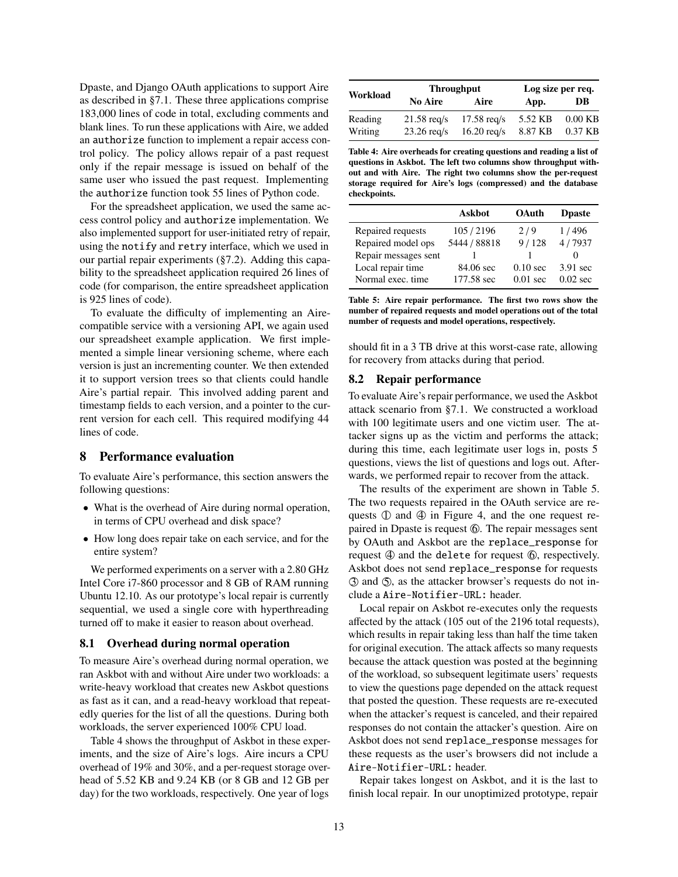Dpaste, and Django OAuth applications to support Aire as described in §7.1. These three applications comprise 183,000 lines of code in total, excluding comments and blank lines. To run these applications with Aire, we added an `authorize` function to implement a repair access control policy. The policy allows repair of a past request only if the repair message is issued on behalf of the same user who issued the past request. Implementing the `authorize` function took 55 lines of Python code.

For the spreadsheet application, we used the same access control policy and `authorize` implementation. We also implemented support for user-initiated retry of repair, using the `notify` and `retry` interface, which we used in our partial repair experiments (§7.2). Adding this capability to the spreadsheet application required 26 lines of code (for comparison, the entire spreadsheet application is 925 lines of code).

To evaluate the difficulty of implementing an Aire-compatible service with a versioning API, we again used our spreadsheet example application. We first implemented a simple linear versioning scheme, where each version is just an incrementing counter. We then extended it to support version trees so that clients could handle Aire's partial repair. This involved adding parent and timestamp fields to each version, and a pointer to the current version for each cell. This required modifying 44 lines of code.

## 8 Performance evaluation

To evaluate Aire's performance, this section answers the following questions:

- What is the overhead of Aire during normal operation, in terms of CPU overhead and disk space?
- How long does repair take on each service, and for the entire system?

We performed experiments on a server with a 2.80 GHz Intel Core i7-860 processor and 8 GB of RAM running Ubuntu 12.10. As our prototype's local repair is currently sequential, we used a single core with hyperthreading turned off to make it easier to reason about overhead.

### 8.1 Overhead during normal operation

To measure Aire's overhead during normal operation, we ran Askbot with and without Aire under two workloads: a write-heavy workload that creates new Askbot questions as fast as it can, and a read-heavy workload that repeatedly queries for the list of all the questions. During both workloads, the server experienced 100% CPU load.

Table 4 shows the throughput of Askbot in these experiments, and the size of Aire's logs. Aire incurs a CPU overhead of 19% and 30%, and a per-request storage overhead of 5.52 KB and 9.24 KB (or 8 GB and 12 GB per day) for the two workloads, respectively. One year of logs should fit in a 3 TB drive at this worst-case rate, allowing for recovery from attacks during that period.

| Workload | Throughput | | Log size per req. | |
|---|---|---|---|---|
| | **No Aire** | **Aire** | **App.** | **DB** |
| Reading | 21.58 req/s | 17.58 req/s | 5.52 KB | 0.00 KB |
| Writing | 23.26 req/s | 16.20 req/s | 8.87 KB | 0.37 KB |

**Table 4: Aire overheads for creating questions and reading a list of questions in Askbot. The left two columns show throughput without and with Aire. The right two columns show the per-request storage required for Aire's logs (compressed) and the database checkpoints.**

| | **Askbot** | **OAuth** | **Dpaste** |
|---|---|---|---|
| Repaired requests | 105 / 2196 | 2 / 9 | 1 / 496 |
| Repaired model ops | 5444 / 88818 | 9 / 128 | 4 / 7937 |
| Repair messages sent | 1 | 1 | 0 |
| Local repair time | 84.06 sec | 0.10 sec | 3.91 sec |
| Normal exec. time | 177.58 sec | 0.01 sec | 0.02 sec |

**Table 5: Aire repair performance. The first two rows show the number of repaired requests and model operations out of the total number of requests and model operations, respectively.**

### 8.2 Repair performance

To evaluate Aire's repair performance, we used the Askbot attack scenario from §7.1. We constructed a workload with 100 legitimate users and one victim user. The attacker signs up as the victim and performs the attack; during this time, each legitimate user logs in, posts 5 questions, views the list of questions and logs out. Afterwards, we performed repair to recover from the attack.

The results of the experiment are shown in Table 5. The two requests repaired in the OAuth service are requests ① and ④ in Figure 4, and the one request repaired in Dpaste is request ⑥. The repair messages sent by OAuth and Askbot are the `replace_response` for request ④ and the `delete` for request ⑥, respectively. Askbot does not send `replace_response` for requests ③ and ⑤, as the attacker browser's requests do not include a `Aire-Notifier-URL:` header.

Local repair on Askbot re-executes only the requests affected by the attack (105 out of the 2196 total requests), which results in repair taking less than half the time taken for original execution. The attack affects so many requests because the attack question was posted at the beginning of the workload, so subsequent legitimate users' requests to view the questions page depended on the attack request that posted the question. These requests are re-executed when the attacker's request is canceled, and their repaired responses do not contain the attacker's question. Aire on Askbot does not send `replace_response` messages for these requests as the user's browsers did not include a `Aire-Notifier-URL:` header.

Repair takes longest on Askbot, and it is the last to finish local repair. In our unoptimized prototype, repair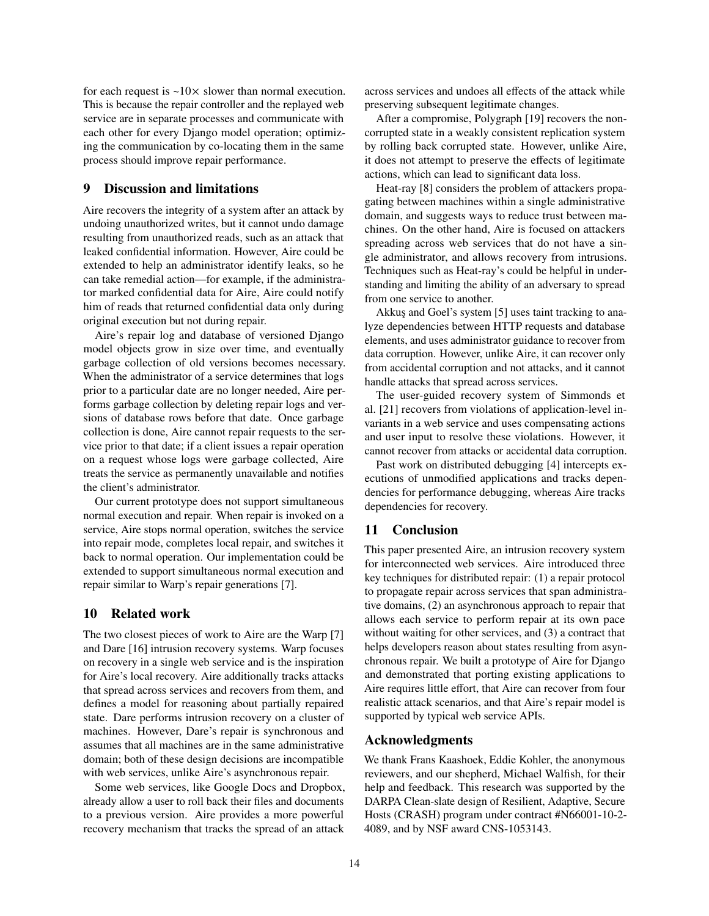for each request is ~10× slower than normal execution. This is because the repair controller and the replayed web service are in separate processes and communicate with each other for every Django model operation; optimizing the communication by co-locating them in the same process should improve repair performance.

## 9 Discussion and limitations

Aire recovers the integrity of a system after an attack by undoing unauthorized writes, but it cannot undo damage resulting from unauthorized reads, such as an attack that leaked confidential information. However, Aire could be extended to help an administrator identify leaks, so he can take remedial action—for example, if the administrator marked confidential data for Aire, Aire could notify him of reads that returned confidential data only during original execution but not during repair.

Aire's repair log and database of versioned Django model objects grow in size over time, and eventually garbage collection of old versions becomes necessary. When the administrator of a service determines that logs prior to a particular date are no longer needed, Aire performs garbage collection by deleting repair logs and versions of database rows before that date. Once garbage collection is done, Aire cannot repair requests to the service prior to that date; if a client issues a repair operation on a request whose logs were garbage collected, Aire treats the service as permanently unavailable and notifies the client's administrator.

Our current prototype does not support simultaneous normal execution and repair. When repair is invoked on a service, Aire stops normal operation, switches the service into repair mode, completes local repair, and switches it back to normal operation. Our implementation could be extended to support simultaneous normal execution and repair similar to Warp's repair generations [7].

## 10 Related work

The two closest pieces of work to Aire are the Warp [7] and Dare [16] intrusion recovery systems. Warp focuses on recovery in a single web service and is the inspiration for Aire's local recovery. Aire additionally tracks attacks that spread across services and recovers from them, and defines a model for reasoning about partially repaired state. Dare performs intrusion recovery on a cluster of machines. However, Dare's repair is synchronous and assumes that all machines are in the same administrative domain; both of these design decisions are incompatible with web services, unlike Aire's asynchronous repair.

Some web services, like Google Docs and Dropbox, already allow a user to roll back their files and documents to a previous version. Aire provides a more powerful recovery mechanism that tracks the spread of an attack across services and undoes all effects of the attack while preserving subsequent legitimate changes.

After a compromise, Polygraph [19] recovers the non-corrupted state in a weakly consistent replication system by rolling back corrupted state. However, unlike Aire, it does not attempt to preserve the effects of legitimate actions, which can lead to significant data loss.

Heat-ray [8] considers the problem of attackers propagating between machines within a single administrative domain, and suggests ways to reduce trust between machines. On the other hand, Aire is focused on attackers spreading across web services that do not have a single administrator, and allows recovery from intrusions. Techniques such as Heat-ray's could be helpful in understanding and limiting the ability of an adversary to spread from one service to another.

Akkuş and Goel's system [5] uses taint tracking to analyze dependencies between HTTP requests and database elements, and uses administrator guidance to recover from data corruption. However, unlike Aire, it can recover only from accidental corruption and not attacks, and it cannot handle attacks that spread across services.

The user-guided recovery system of Simmonds et al. [21] recovers from violations of application-level invariants in a web service and uses compensating actions and user input to resolve these violations. However, it cannot recover from attacks or accidental data corruption.

Past work on distributed debugging [4] intercepts executions of unmodified applications and tracks dependencies for performance debugging, whereas Aire tracks dependencies for recovery.

## 11 Conclusion

This paper presented Aire, an intrusion recovery system for interconnected web services. Aire introduced three key techniques for distributed repair: (1) a repair protocol to propagate repair across services that span administrative domains, (2) an asynchronous approach to repair that allows each service to perform repair at its own pace without waiting for other services, and (3) a contract that helps developers reason about states resulting from asynchronous repair. We built a prototype of Aire for Django and demonstrated that porting existing applications to Aire requires little effort, that Aire can recover from four realistic attack scenarios, and that Aire's repair model is supported by typical web service APIs.

## Acknowledgments

We thank Frans Kaashoek, Eddie Kohler, the anonymous reviewers, and our shepherd, Michael Walfish, for their help and feedback. This research was supported by the DARPA Clean-slate design of Resilient, Adaptive, Secure Hosts (CRASH) program under contract #N66001-10-2-4089, and by NSF award CNS-1053143.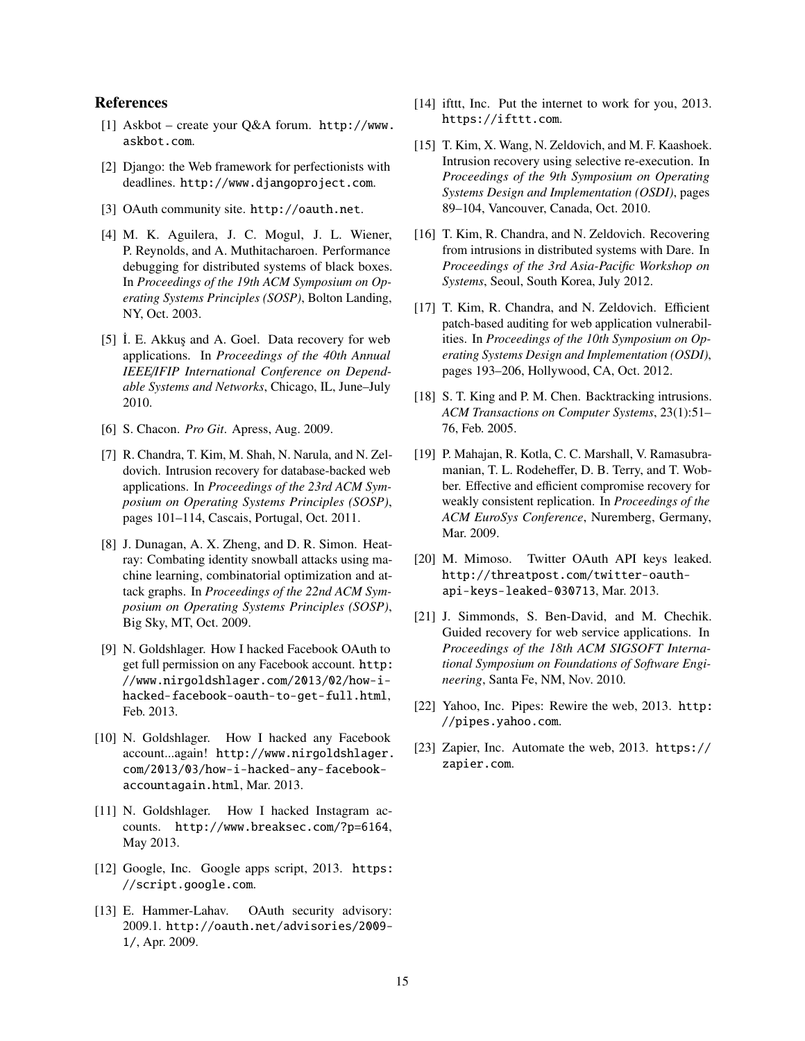## References

[1] Askbot – create your Q&A forum. http://www.askbot.com.

[2] Django: the Web framework for perfectionists with deadlines. http://www.djangoproject.com.

[3] OAuth community site. http://oauth.net.

[4] M. K. Aguilera, J. C. Mogul, J. L. Wiener, P. Reynolds, and A. Muthitacharoen. Performance debugging for distributed systems of black boxes. In *Proceedings of the 19th ACM Symposium on Operating Systems Principles (SOSP)*, Bolton Landing, NY, Oct. 2003.

[5] İ. E. Akkuş and A. Goel. Data recovery for web applications. In *Proceedings of the 40th Annual IEEE/IFIP International Conference on Dependable Systems and Networks*, Chicago, IL, June–July 2010.

[6] S. Chacon. *Pro Git*. Apress, Aug. 2009.

[7] R. Chandra, T. Kim, M. Shah, N. Narula, and N. Zeldovich. Intrusion recovery for database-backed web applications. In *Proceedings of the 23rd ACM Symposium on Operating Systems Principles (SOSP)*, pages 101–114, Cascais, Portugal, Oct. 2011.

[8] J. Dunagan, A. X. Zheng, and D. R. Simon. Heat-ray: Combating identity snowball attacks using machine learning, combinatorial optimization and attack graphs. In *Proceedings of the 22nd ACM Symposium on Operating Systems Principles (SOSP)*, Big Sky, MT, Oct. 2009.

[9] N. Goldshlager. How I hacked Facebook OAuth to get full permission on any Facebook account. http://www.nirgoldshlager.com/2013/02/how-i-hacked-facebook-oauth-to-get-full.html, Feb. 2013.

[10] N. Goldshlager. How I hacked any Facebook account...again! http://www.nirgoldshlager.com/2013/03/how-i-hacked-any-facebook-accountagain.html, Mar. 2013.

[11] N. Goldshlager. How I hacked Instagram accounts. http://www.breaksec.com/?p=6164, May 2013.

[12] Google, Inc. Google apps script, 2013. https://script.google.com.

[13] E. Hammer-Lahav. OAuth security advisory: 2009.1. http://oauth.net/advisories/2009-1/, Apr. 2009.

[14] ifttt, Inc. Put the internet to work for you, 2013. https://ifttt.com.

[15] T. Kim, X. Wang, N. Zeldovich, and M. F. Kaashoek. Intrusion recovery using selective re-execution. In *Proceedings of the 9th Symposium on Operating Systems Design and Implementation (OSDI)*, pages 89–104, Vancouver, Canada, Oct. 2010.

[16] T. Kim, R. Chandra, and N. Zeldovich. Recovering from intrusions in distributed systems with Dare. In *Proceedings of the 3rd Asia-Pacific Workshop on Systems*, Seoul, South Korea, July 2012.

[17] T. Kim, R. Chandra, and N. Zeldovich. Efficient patch-based auditing for web application vulnerabilities. In *Proceedings of the 10th Symposium on Operating Systems Design and Implementation (OSDI)*, pages 193–206, Hollywood, CA, Oct. 2012.

[18] S. T. King and P. M. Chen. Backtracking intrusions. *ACM Transactions on Computer Systems*, 23(1):51–76, Feb. 2005.

[19] P. Mahajan, R. Kotla, C. C. Marshall, V. Ramasubramanian, T. L. Rodeheffer, D. B. Terry, and T. Wobber. Effective and efficient compromise recovery for weakly consistent replication. In *Proceedings of the ACM EuroSys Conference*, Nuremberg, Germany, Mar. 2009.

[20] M. Mimoso. Twitter OAuth API keys leaked. http://threatpost.com/twitter-oauth-api-keys-leaked-030713, Mar. 2013.

[21] J. Simmonds, S. Ben-David, and M. Chechik. Guided recovery for web service applications. In *Proceedings of the 18th ACM SIGSOFT International Symposium on Foundations of Software Engineering*, Santa Fe, NM, Nov. 2010.

[22] Yahoo, Inc. Pipes: Rewire the web, 2013. http://pipes.yahoo.com.

[23] Zapier, Inc. Automate the web, 2013. https://zapier.com.